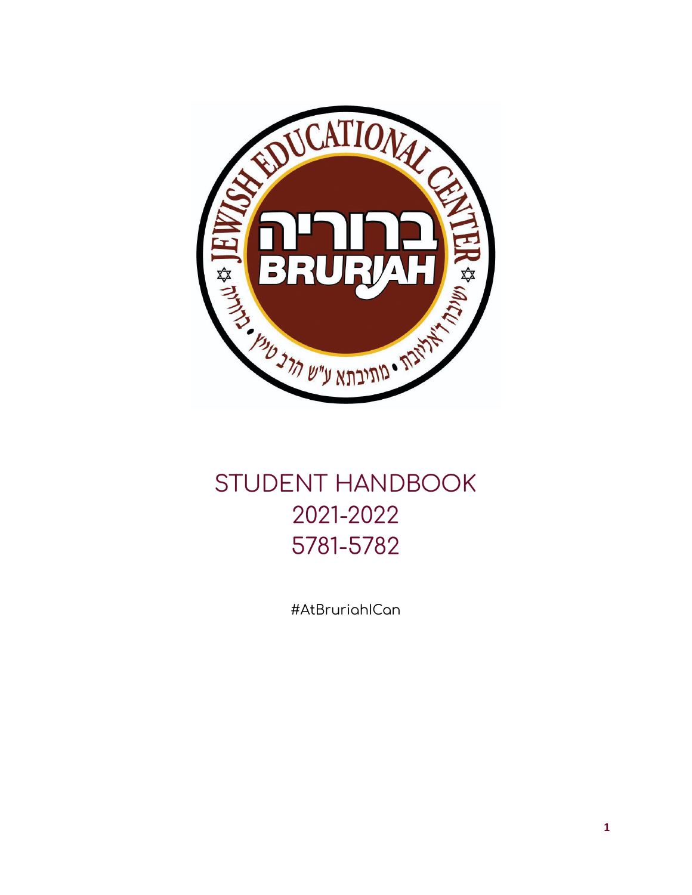# STUDENT HANDBOOK
## 2021-2022
## 5781-5782

#AtBruriahICan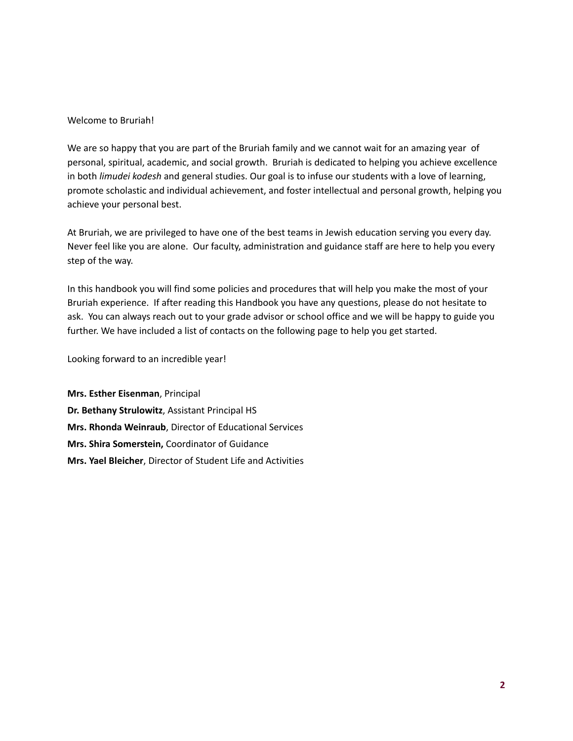Welcome to Bruriah!

We are so happy that you are part of the Bruriah family and we cannot wait for an amazing year of personal, spiritual, academic, and social growth. Bruriah is dedicated to helping you achieve excellence in both *limudei kodesh* and general studies. Our goal is to infuse our students with a love of learning, promote scholastic and individual achievement, and foster intellectual and personal growth, helping you achieve your personal best.

At Bruriah, we are privileged to have one of the best teams in Jewish education serving you every day. Never feel like you are alone. Our faculty, administration and guidance staff are here to help you every step of the way.

In this handbook you will find some policies and procedures that will help you make the most of your Bruriah experience. If after reading this Handbook you have any questions, please do not hesitate to ask. You can always reach out to your grade advisor or school office and we will be happy to guide you further. We have included a list of contacts on the following page to help you get started.

Looking forward to an incredible year!

**Mrs. Esther Eisenman**, Principal
**Dr. Bethany Strulowitz**, Assistant Principal HS
**Mrs. Rhonda Weinraub**, Director of Educational Services
**Mrs. Shira Somerstein,** Coordinator of Guidance
**Mrs. Yael Bleicher**, Director of Student Life and Activities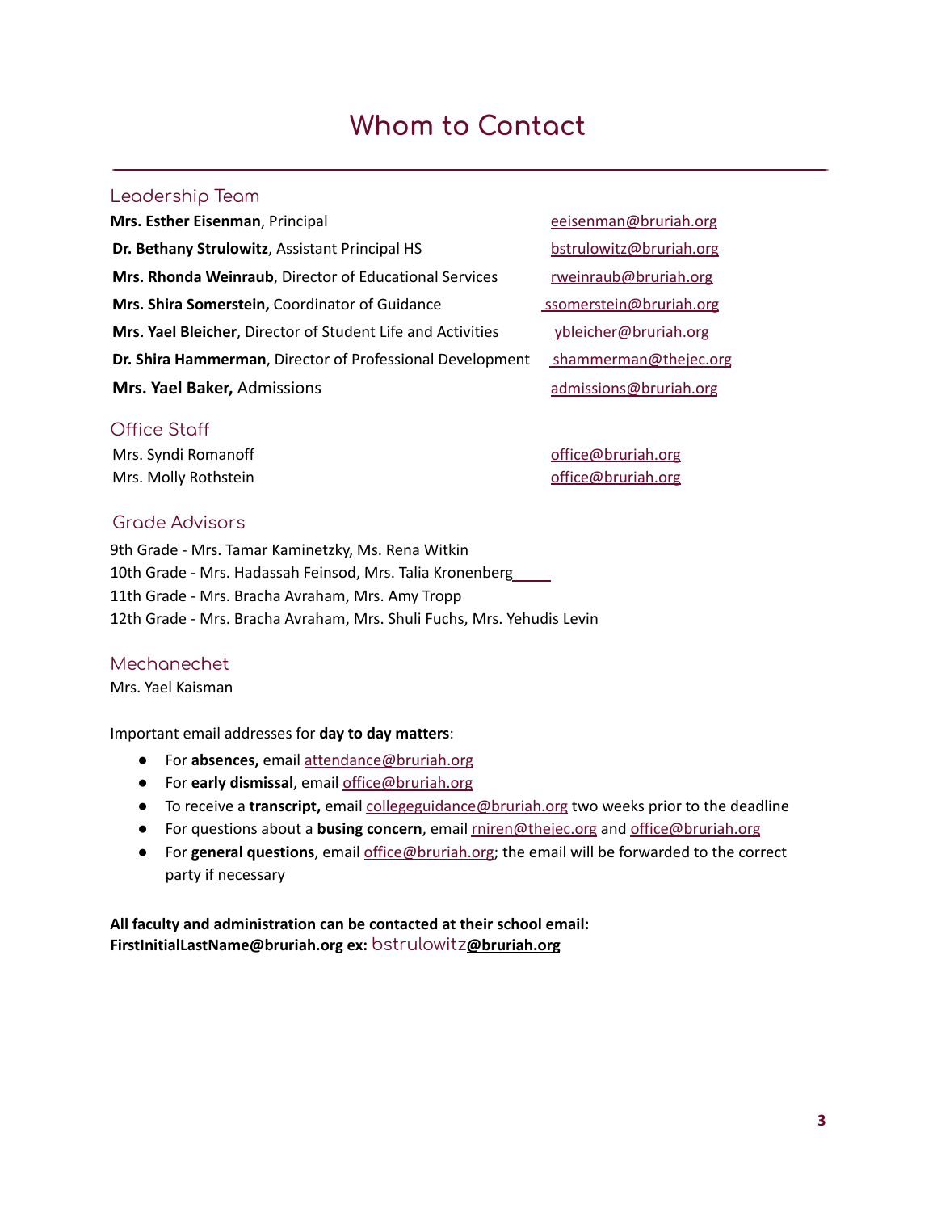# Whom to Contact

## Leadership Team

| | |
|---|---|
| **Mrs. Esther Eisenman**, Principal | eeisenman@bruriah.org |
| **Dr. Bethany Strulowitz**, Assistant Principal HS | bstrulowitz@bruriah.org |
| **Mrs. Rhonda Weinraub**, Director of Educational Services | rweinraub@bruriah.org |
| **Mrs. Shira Somerstein,** Coordinator of Guidance | ssomerstein@bruriah.org |
| **Mrs. Yael Bleicher**, Director of Student Life and Activities | ybleicher@bruriah.org |
| **Dr. Shira Hammerman**, Director of Professional Development | shammerman@thejec.org |
| **Mrs. Yael Baker,** Admissions | admissions@bruriah.org |

## Office Staff

| | |
|---|---|
| Mrs. Syndi Romanoff | office@bruriah.org |
| Mrs. Molly Rothstein | office@bruriah.org |

## Grade Advisors

9th Grade - Mrs. Tamar Kaminetzky, Ms. Rena Witkin
10th Grade - Mrs. Hadassah Feinsod, Mrs. Talia Kronenberg
11th Grade - Mrs. Bracha Avraham, Mrs. Amy Tropp
12th Grade - Mrs. Bracha Avraham, Mrs. Shuli Fuchs, Mrs. Yehudis Levin

## Mechanechet

Mrs. Yael Kaisman

Important email addresses for **day to day matters**:

- For **absences,** email attendance@bruriah.org
- For **early dismissal**, email office@bruriah.org
- To receive a **transcript,** email collegeguidance@bruriah.org two weeks prior to the deadline
- For questions about a **busing concern**, email rniren@thejec.org and office@bruriah.org
- For **general questions**, email office@bruriah.org; the email will be forwarded to the correct party if necessary

**All faculty and administration can be contacted at their school email: FirstInitialLastName@bruriah.org ex:** bstrulowitz**@bruriah.org**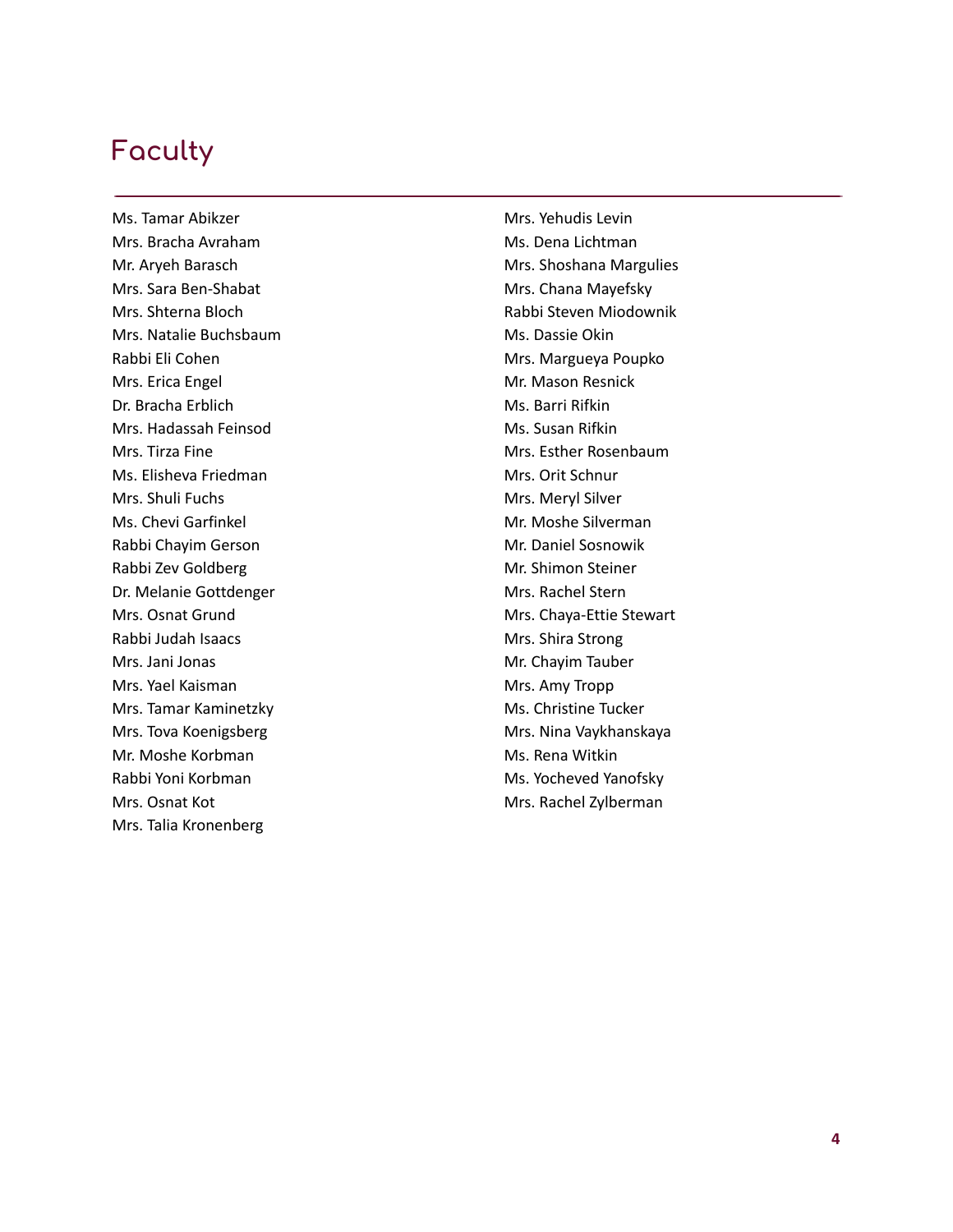# Faculty

Ms. Tamar Abikzer
Mrs. Bracha Avraham
Mr. Aryeh Barasch
Mrs. Sara Ben-Shabat
Mrs. Shterna Bloch
Mrs. Natalie Buchsbaum
Rabbi Eli Cohen
Mrs. Erica Engel
Dr. Bracha Erblich
Mrs. Hadassah Feinsod
Mrs. Tirza Fine
Ms. Elisheva Friedman
Mrs. Shuli Fuchs
Ms. Chevi Garfinkel
Rabbi Chayim Gerson
Rabbi Zev Goldberg
Dr. Melanie Gottdenger
Mrs. Osnat Grund
Rabbi Judah Isaacs
Mrs. Jani Jonas
Mrs. Yael Kaisman
Mrs. Tamar Kaminetzky
Mrs. Tova Koenigsberg
Mr. Moshe Korbman
Rabbi Yoni Korbman
Mrs. Osnat Kot
Mrs. Talia Kronenberg
Mrs. Yehudis Levin
Ms. Dena Lichtman
Mrs. Shoshana Margulies
Mrs. Chana Mayefsky
Rabbi Steven Miodownik
Ms. Dassie Okin
Mrs. Margueya Poupko
Mr. Mason Resnick
Ms. Barri Rifkin
Ms. Susan Rifkin
Mrs. Esther Rosenbaum
Mrs. Orit Schnur
Mrs. Meryl Silver
Mr. Moshe Silverman
Mr. Daniel Sosnowik
Mr. Shimon Steiner
Mrs. Rachel Stern
Mrs. Chaya-Ettie Stewart
Mrs. Shira Strong
Mr. Chayim Tauber
Mrs. Amy Tropp
Ms. Christine Tucker
Mrs. Nina Vaykhanskaya
Ms. Rena Witkin
Ms. Yocheved Yanofsky
Mrs. Rachel Zylberman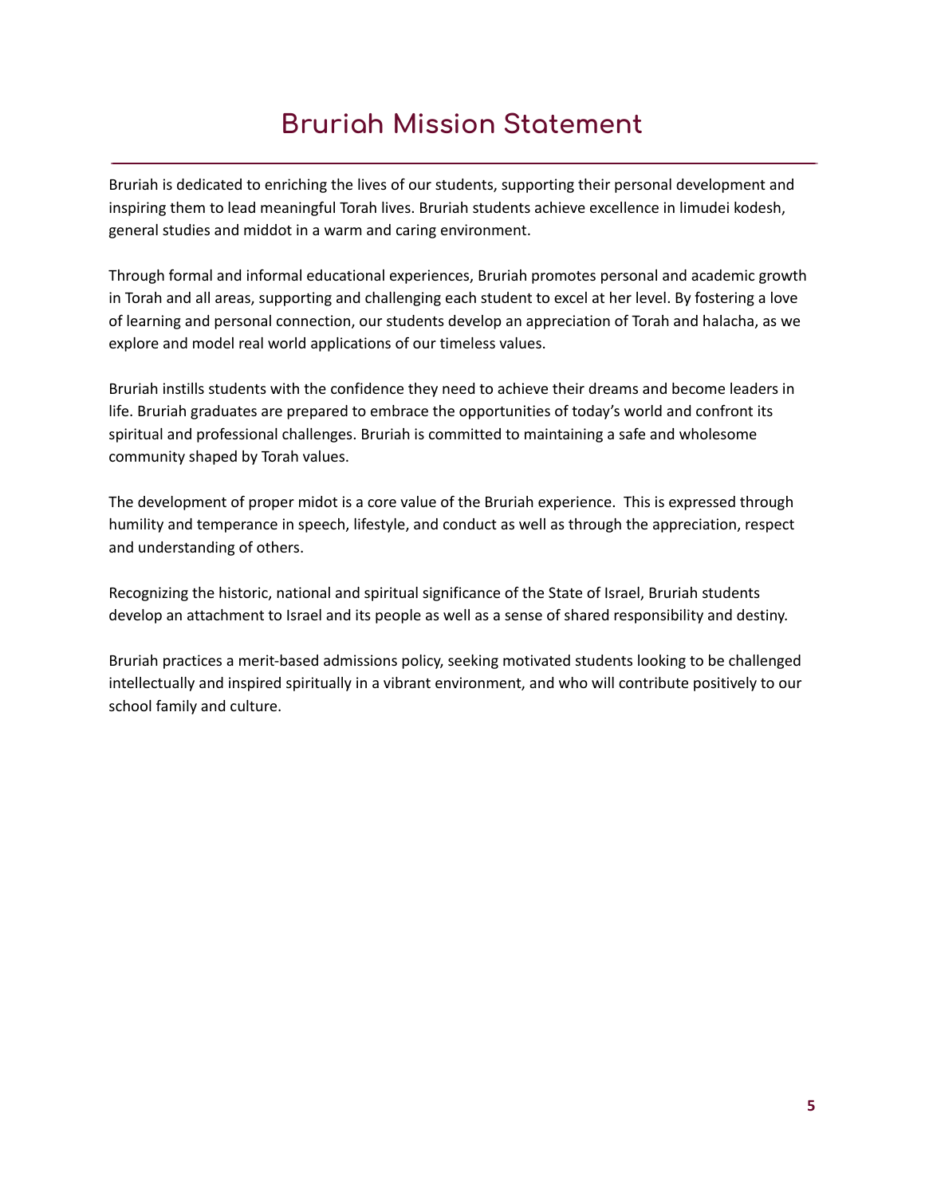# Bruriah Mission Statement

Bruriah is dedicated to enriching the lives of our students, supporting their personal development and inspiring them to lead meaningful Torah lives. Bruriah students achieve excellence in limudei kodesh, general studies and middot in a warm and caring environment.

Through formal and informal educational experiences, Bruriah promotes personal and academic growth in Torah and all areas, supporting and challenging each student to excel at her level. By fostering a love of learning and personal connection, our students develop an appreciation of Torah and halacha, as we explore and model real world applications of our timeless values.

Bruriah instills students with the confidence they need to achieve their dreams and become leaders in life. Bruriah graduates are prepared to embrace the opportunities of today's world and confront its spiritual and professional challenges. Bruriah is committed to maintaining a safe and wholesome community shaped by Torah values.

The development of proper midot is a core value of the Bruriah experience. This is expressed through humility and temperance in speech, lifestyle, and conduct as well as through the appreciation, respect and understanding of others.

Recognizing the historic, national and spiritual significance of the State of Israel, Bruriah students develop an attachment to Israel and its people as well as a sense of shared responsibility and destiny.

Bruriah practices a merit-based admissions policy, seeking motivated students looking to be challenged intellectually and inspired spiritually in a vibrant environment, and who will contribute positively to our school family and culture.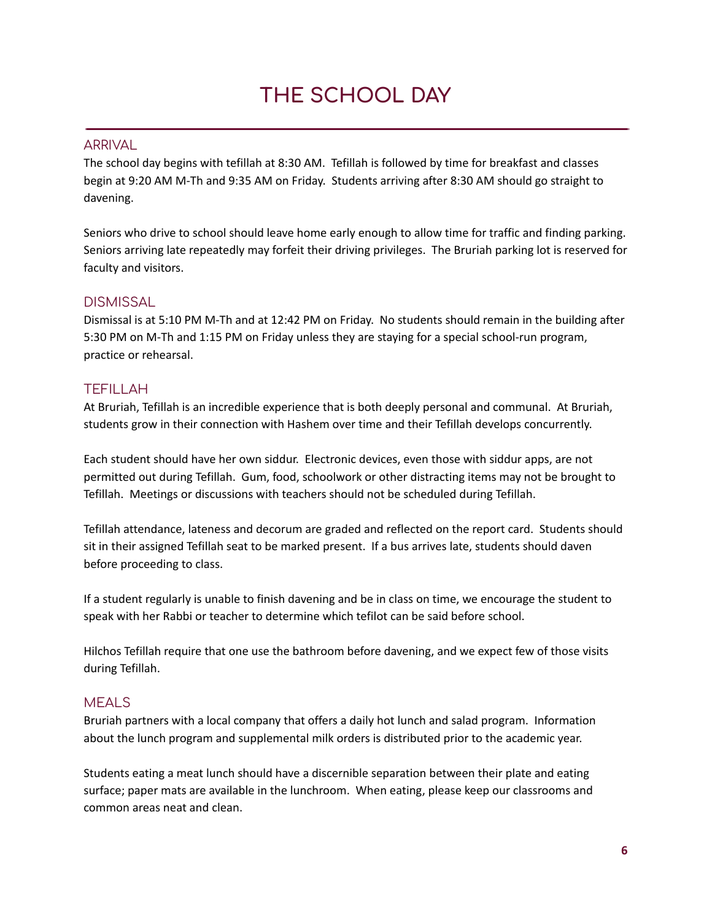# THE SCHOOL DAY

## ARRIVAL

The school day begins with tefillah at 8:30 AM. Tefillah is followed by time for breakfast and classes begin at 9:20 AM M-Th and 9:35 AM on Friday. Students arriving after 8:30 AM should go straight to davening.

Seniors who drive to school should leave home early enough to allow time for traffic and finding parking. Seniors arriving late repeatedly may forfeit their driving privileges. The Bruriah parking lot is reserved for faculty and visitors.

## DISMISSAL

Dismissal is at 5:10 PM M-Th and at 12:42 PM on Friday. No students should remain in the building after 5:30 PM on M-Th and 1:15 PM on Friday unless they are staying for a special school-run program, practice or rehearsal.

## TEFILLAH

At Bruriah, Tefillah is an incredible experience that is both deeply personal and communal. At Bruriah, students grow in their connection with Hashem over time and their Tefillah develops concurrently.

Each student should have her own siddur. Electronic devices, even those with siddur apps, are not permitted out during Tefillah. Gum, food, schoolwork or other distracting items may not be brought to Tefillah. Meetings or discussions with teachers should not be scheduled during Tefillah.

Tefillah attendance, lateness and decorum are graded and reflected on the report card. Students should sit in their assigned Tefillah seat to be marked present. If a bus arrives late, students should daven before proceeding to class.

If a student regularly is unable to finish davening and be in class on time, we encourage the student to speak with her Rabbi or teacher to determine which tefilot can be said before school.

Hilchos Tefillah require that one use the bathroom before davening, and we expect few of those visits during Tefillah.

## MEALS

Bruriah partners with a local company that offers a daily hot lunch and salad program. Information about the lunch program and supplemental milk orders is distributed prior to the academic year.

Students eating a meat lunch should have a discernible separation between their plate and eating surface; paper mats are available in the lunchroom. When eating, please keep our classrooms and common areas neat and clean.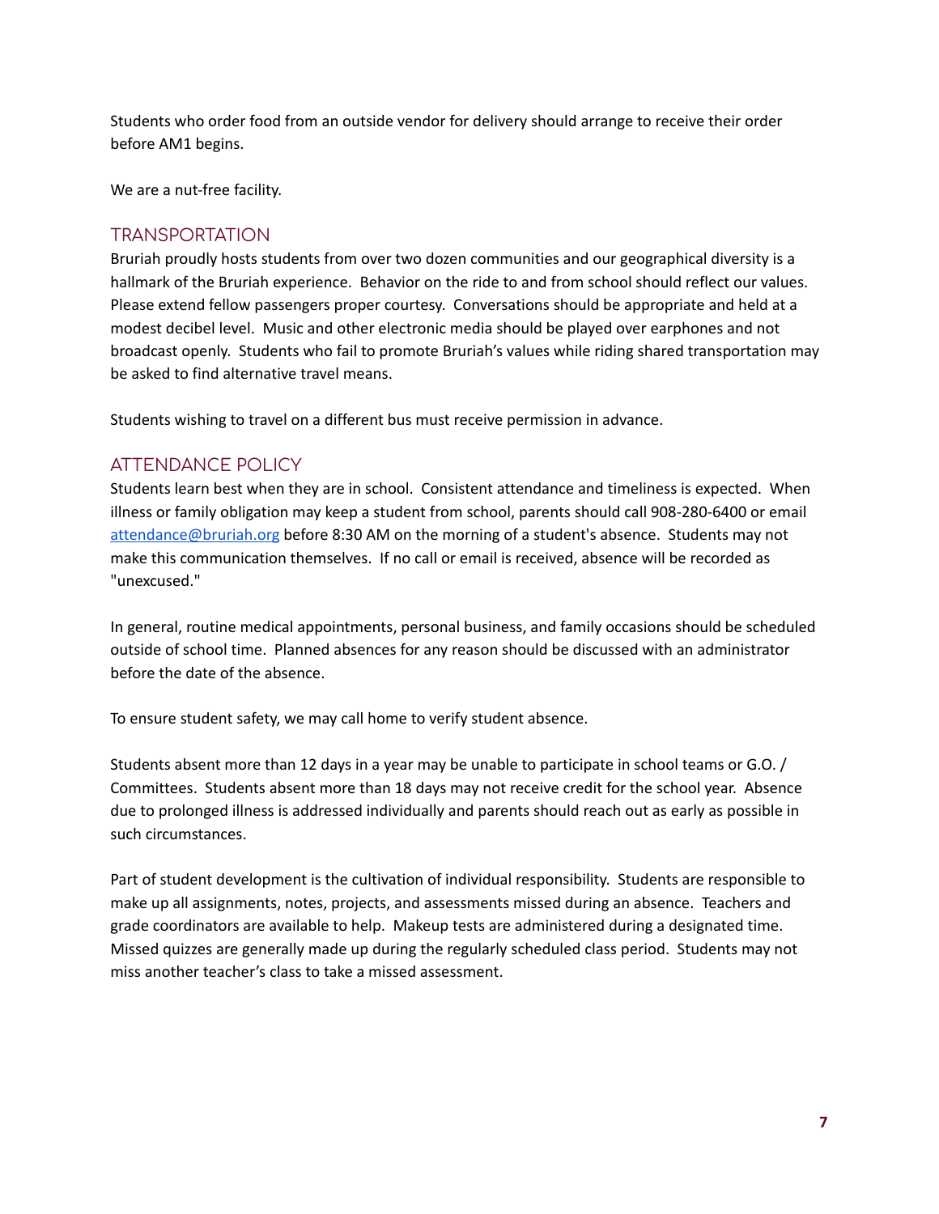Students who order food from an outside vendor for delivery should arrange to receive their order before AM1 begins.

We are a nut-free facility.

## TRANSPORTATION

Bruriah proudly hosts students from over two dozen communities and our geographical diversity is a hallmark of the Bruriah experience. Behavior on the ride to and from school should reflect our values. Please extend fellow passengers proper courtesy. Conversations should be appropriate and held at a modest decibel level. Music and other electronic media should be played over earphones and not broadcast openly. Students who fail to promote Bruriah's values while riding shared transportation may be asked to find alternative travel means.

Students wishing to travel on a different bus must receive permission in advance.

## ATTENDANCE POLICY

Students learn best when they are in school. Consistent attendance and timeliness is expected. When illness or family obligation may keep a student from school, parents should call 908-280-6400 or email [attendance@bruriah.org](mailto:attendance@bruriah.org) before 8:30 AM on the morning of a student's absence. Students may not make this communication themselves. If no call or email is received, absence will be recorded as "unexcused."

In general, routine medical appointments, personal business, and family occasions should be scheduled outside of school time. Planned absences for any reason should be discussed with an administrator before the date of the absence.

To ensure student safety, we may call home to verify student absence.

Students absent more than 12 days in a year may be unable to participate in school teams or G.O. / Committees. Students absent more than 18 days may not receive credit for the school year. Absence due to prolonged illness is addressed individually and parents should reach out as early as possible in such circumstances.

Part of student development is the cultivation of individual responsibility. Students are responsible to make up all assignments, notes, projects, and assessments missed during an absence. Teachers and grade coordinators are available to help. Makeup tests are administered during a designated time. Missed quizzes are generally made up during the regularly scheduled class period. Students may not miss another teacher's class to take a missed assessment.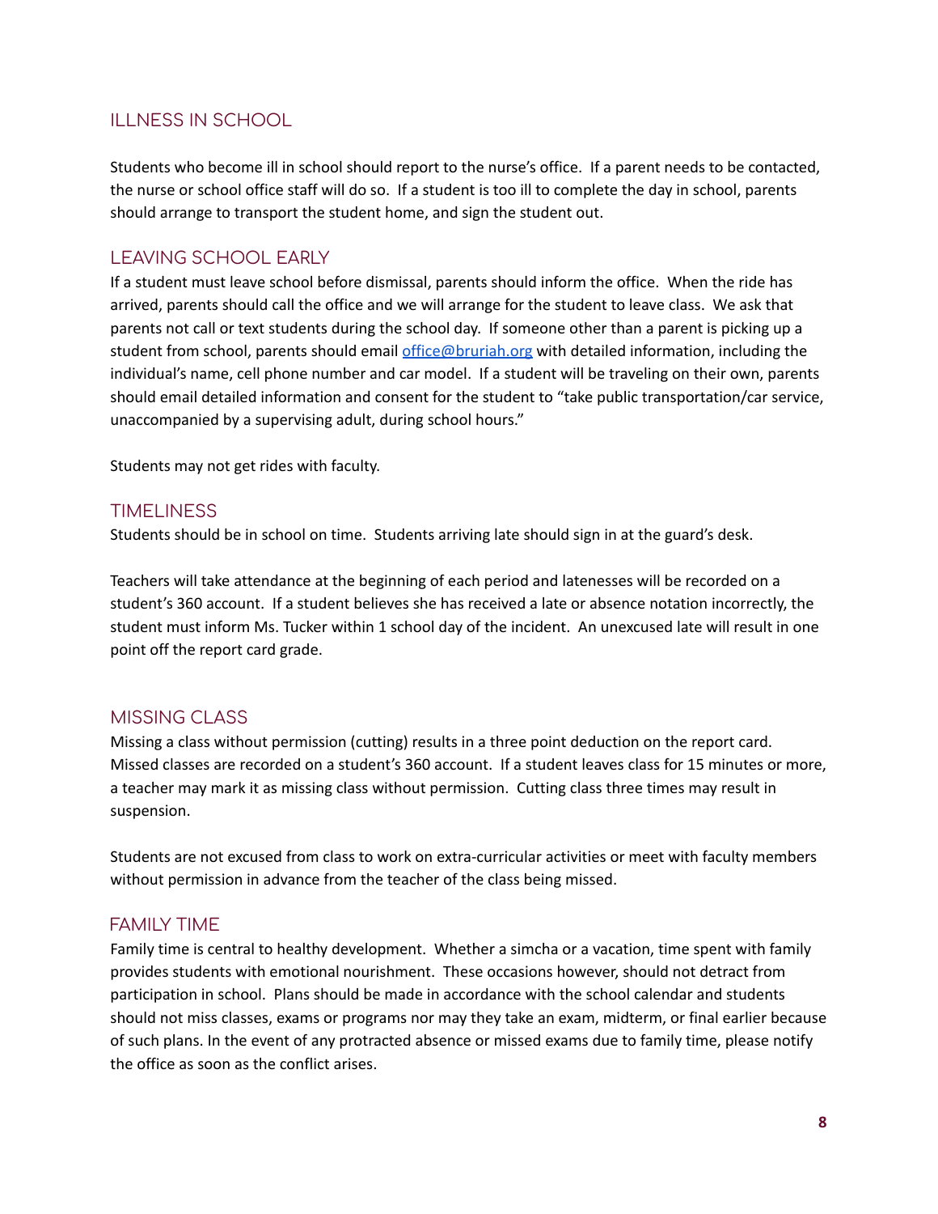## ILLNESS IN SCHOOL

Students who become ill in school should report to the nurse's office. If a parent needs to be contacted, the nurse or school office staff will do so. If a student is too ill to complete the day in school, parents should arrange to transport the student home, and sign the student out.

## LEAVING SCHOOL EARLY

If a student must leave school before dismissal, parents should inform the office. When the ride has arrived, parents should call the office and we will arrange for the student to leave class. We ask that parents not call or text students during the school day. If someone other than a parent is picking up a student from school, parents should email office@bruriah.org with detailed information, including the individual's name, cell phone number and car model. If a student will be traveling on their own, parents should email detailed information and consent for the student to "take public transportation/car service, unaccompanied by a supervising adult, during school hours."

Students may not get rides with faculty.

## TIMELINESS

Students should be in school on time. Students arriving late should sign in at the guard's desk.

Teachers will take attendance at the beginning of each period and latenesses will be recorded on a student's 360 account. If a student believes she has received a late or absence notation incorrectly, the student must inform Ms. Tucker within 1 school day of the incident. An unexcused late will result in one point off the report card grade.

## MISSING CLASS

Missing a class without permission (cutting) results in a three point deduction on the report card. Missed classes are recorded on a student's 360 account. If a student leaves class for 15 minutes or more, a teacher may mark it as missing class without permission. Cutting class three times may result in suspension.

Students are not excused from class to work on extra-curricular activities or meet with faculty members without permission in advance from the teacher of the class being missed.

## FAMILY TIME

Family time is central to healthy development. Whether a simcha or a vacation, time spent with family provides students with emotional nourishment. These occasions however, should not detract from participation in school. Plans should be made in accordance with the school calendar and students should not miss classes, exams or programs nor may they take an exam, midterm, or final earlier because of such plans. In the event of any protracted absence or missed exams due to family time, please notify the office as soon as the conflict arises.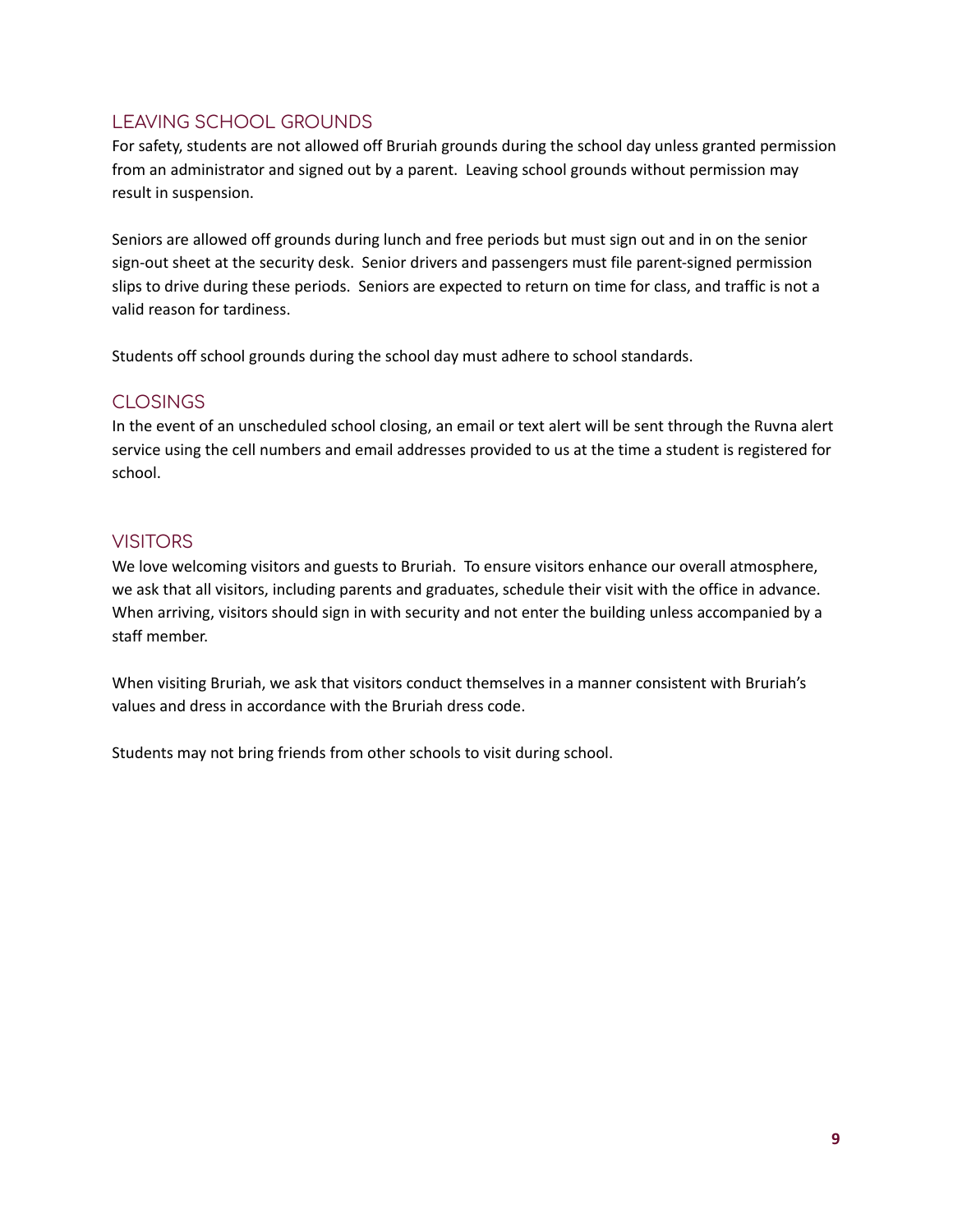## LEAVING SCHOOL GROUNDS

For safety, students are not allowed off Bruriah grounds during the school day unless granted permission from an administrator and signed out by a parent. Leaving school grounds without permission may result in suspension.

Seniors are allowed off grounds during lunch and free periods but must sign out and in on the senior sign-out sheet at the security desk. Senior drivers and passengers must file parent-signed permission slips to drive during these periods. Seniors are expected to return on time for class, and traffic is not a valid reason for tardiness.

Students off school grounds during the school day must adhere to school standards.

## CLOSINGS

In the event of an unscheduled school closing, an email or text alert will be sent through the Ruvna alert service using the cell numbers and email addresses provided to us at the time a student is registered for school.

## VISITORS

We love welcoming visitors and guests to Bruriah. To ensure visitors enhance our overall atmosphere, we ask that all visitors, including parents and graduates, schedule their visit with the office in advance. When arriving, visitors should sign in with security and not enter the building unless accompanied by a staff member.

When visiting Bruriah, we ask that visitors conduct themselves in a manner consistent with Bruriah's values and dress in accordance with the Bruriah dress code.

Students may not bring friends from other schools to visit during school.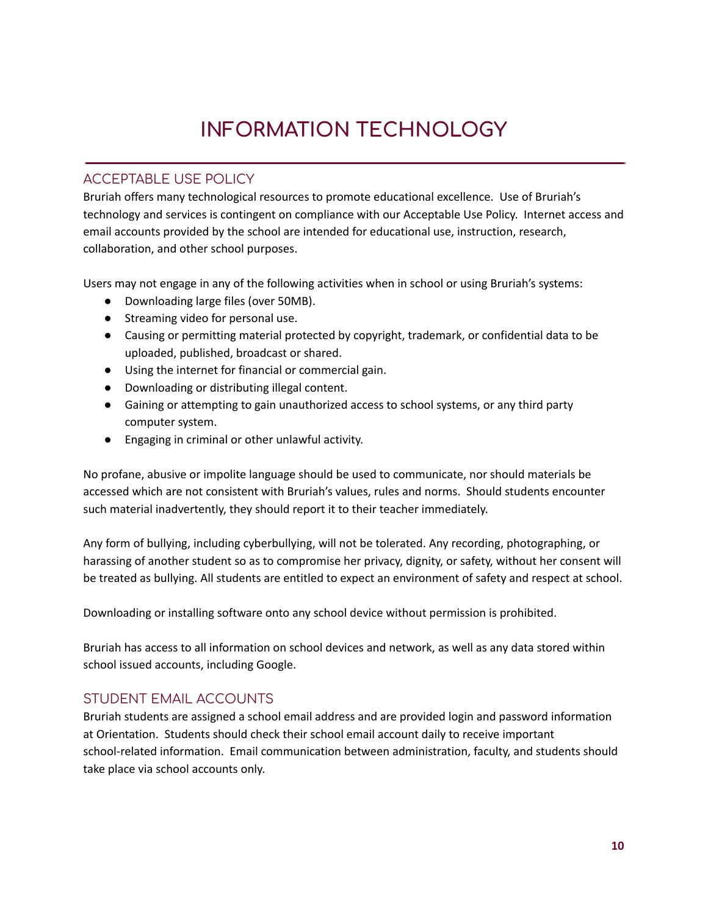# INFORMATION TECHNOLOGY

## ACCEPTABLE USE POLICY

Bruriah offers many technological resources to promote educational excellence. Use of Bruriah's technology and services is contingent on compliance with our Acceptable Use Policy. Internet access and email accounts provided by the school are intended for educational use, instruction, research, collaboration, and other school purposes.

Users may not engage in any of the following activities when in school or using Bruriah's systems:

- Downloading large files (over 50MB).
- Streaming video for personal use.
- Causing or permitting material protected by copyright, trademark, or confidential data to be uploaded, published, broadcast or shared.
- Using the internet for financial or commercial gain.
- Downloading or distributing illegal content.
- Gaining or attempting to gain unauthorized access to school systems, or any third party computer system.
- Engaging in criminal or other unlawful activity.

No profane, abusive or impolite language should be used to communicate, nor should materials be accessed which are not consistent with Bruriah's values, rules and norms. Should students encounter such material inadvertently, they should report it to their teacher immediately.

Any form of bullying, including cyberbullying, will not be tolerated. Any recording, photographing, or harassing of another student so as to compromise her privacy, dignity, or safety, without her consent will be treated as bullying. All students are entitled to expect an environment of safety and respect at school.

Downloading or installing software onto any school device without permission is prohibited.

Bruriah has access to all information on school devices and network, as well as any data stored within school issued accounts, including Google.

## STUDENT EMAIL ACCOUNTS

Bruriah students are assigned a school email address and are provided login and password information at Orientation. Students should check their school email account daily to receive important school-related information. Email communication between administration, faculty, and students should take place via school accounts only.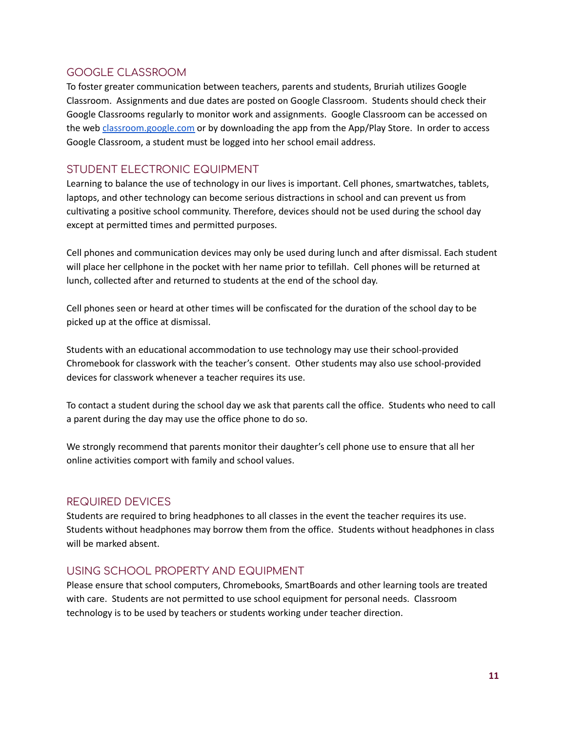## GOOGLE CLASSROOM

To foster greater communication between teachers, parents and students, Bruriah utilizes Google Classroom. Assignments and due dates are posted on Google Classroom. Students should check their Google Classrooms regularly to monitor work and assignments. Google Classroom can be accessed on the web [classroom.google.com](https://classroom.google.com) or by downloading the app from the App/Play Store. In order to access Google Classroom, a student must be logged into her school email address.

## STUDENT ELECTRONIC EQUIPMENT

Learning to balance the use of technology in our lives is important. Cell phones, smartwatches, tablets, laptops, and other technology can become serious distractions in school and can prevent us from cultivating a positive school community. Therefore, devices should not be used during the school day except at permitted times and permitted purposes.

Cell phones and communication devices may only be used during lunch and after dismissal. Each student will place her cellphone in the pocket with her name prior to tefillah. Cell phones will be returned at lunch, collected after and returned to students at the end of the school day.

Cell phones seen or heard at other times will be confiscated for the duration of the school day to be picked up at the office at dismissal.

Students with an educational accommodation to use technology may use their school-provided Chromebook for classwork with the teacher's consent. Other students may also use school-provided devices for classwork whenever a teacher requires its use.

To contact a student during the school day we ask that parents call the office. Students who need to call a parent during the day may use the office phone to do so.

We strongly recommend that parents monitor their daughter's cell phone use to ensure that all her online activities comport with family and school values.

## REQUIRED DEVICES

Students are required to bring headphones to all classes in the event the teacher requires its use. Students without headphones may borrow them from the office. Students without headphones in class will be marked absent.

## USING SCHOOL PROPERTY AND EQUIPMENT

Please ensure that school computers, Chromebooks, SmartBoards and other learning tools are treated with care. Students are not permitted to use school equipment for personal needs. Classroom technology is to be used by teachers or students working under teacher direction.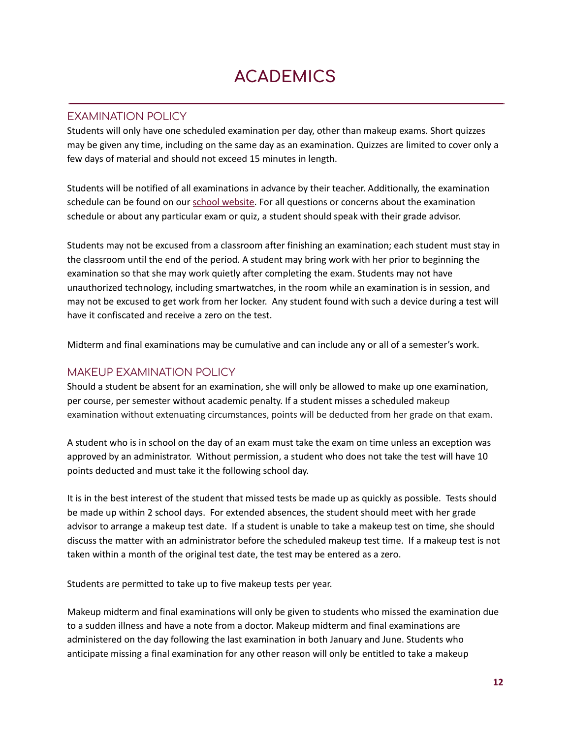# ACADEMICS

## EXAMINATION POLICY

Students will only have one scheduled examination per day, other than makeup exams. Short quizzes may be given any time, including on the same day as an examination. Quizzes are limited to cover only a few days of material and should not exceed 15 minutes in length.

Students will be notified of all examinations in advance by their teacher. Additionally, the examination schedule can be found on our school website. For all questions or concerns about the examination schedule or about any particular exam or quiz, a student should speak with their grade advisor.

Students may not be excused from a classroom after finishing an examination; each student must stay in the classroom until the end of the period. A student may bring work with her prior to beginning the examination so that she may work quietly after completing the exam. Students may not have unauthorized technology, including smartwatches, in the room while an examination is in session, and may not be excused to get work from her locker. Any student found with such a device during a test will have it confiscated and receive a zero on the test.

Midterm and final examinations may be cumulative and can include any or all of a semester's work.

## MAKEUP EXAMINATION POLICY

Should a student be absent for an examination, she will only be allowed to make up one examination, per course, per semester without academic penalty. If a student misses a scheduled makeup examination without extenuating circumstances, points will be deducted from her grade on that exam.

A student who is in school on the day of an exam must take the exam on time unless an exception was approved by an administrator. Without permission, a student who does not take the test will have 10 points deducted and must take it the following school day.

It is in the best interest of the student that missed tests be made up as quickly as possible. Tests should be made up within 2 school days. For extended absences, the student should meet with her grade advisor to arrange a makeup test date. If a student is unable to take a makeup test on time, she should discuss the matter with an administrator before the scheduled makeup test time. If a makeup test is not taken within a month of the original test date, the test may be entered as a zero.

Students are permitted to take up to five makeup tests per year.

Makeup midterm and final examinations will only be given to students who missed the examination due to a sudden illness and have a note from a doctor. Makeup midterm and final examinations are administered on the day following the last examination in both January and June. Students who anticipate missing a final examination for any other reason will only be entitled to take a makeup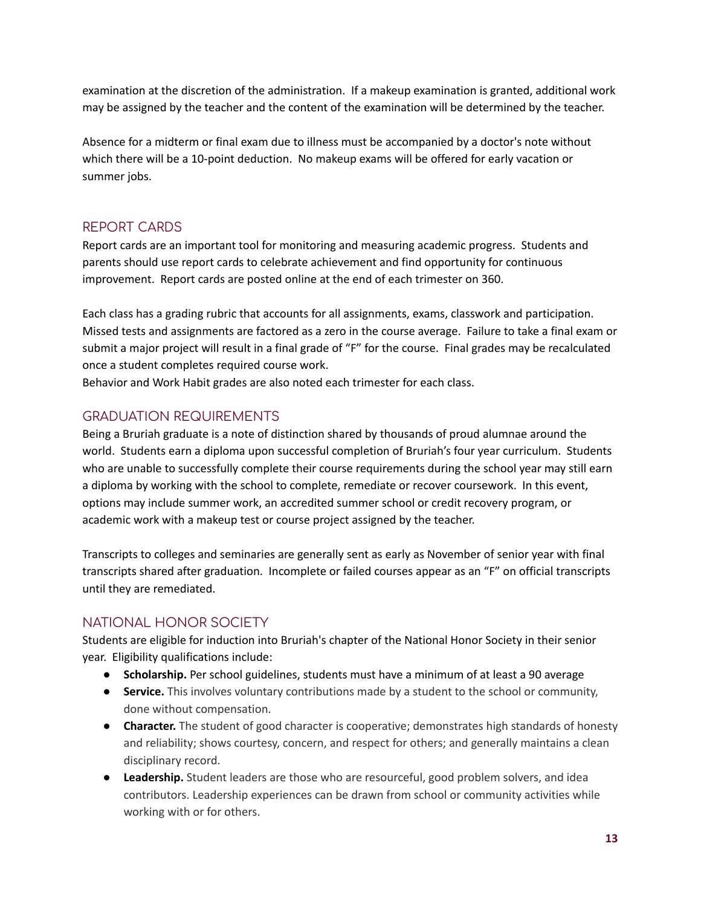examination at the discretion of the administration. If a makeup examination is granted, additional work may be assigned by the teacher and the content of the examination will be determined by the teacher.

Absence for a midterm or final exam due to illness must be accompanied by a doctor's note without which there will be a 10-point deduction. No makeup exams will be offered for early vacation or summer jobs.

## REPORT CARDS

Report cards are an important tool for monitoring and measuring academic progress. Students and parents should use report cards to celebrate achievement and find opportunity for continuous improvement. Report cards are posted online at the end of each trimester on 360.

Each class has a grading rubric that accounts for all assignments, exams, classwork and participation. Missed tests and assignments are factored as a zero in the course average. Failure to take a final exam or submit a major project will result in a final grade of "F" for the course. Final grades may be recalculated once a student completes required course work.
Behavior and Work Habit grades are also noted each trimester for each class.

## GRADUATION REQUIREMENTS

Being a Bruriah graduate is a note of distinction shared by thousands of proud alumnae around the world. Students earn a diploma upon successful completion of Bruriah's four year curriculum. Students who are unable to successfully complete their course requirements during the school year may still earn a diploma by working with the school to complete, remediate or recover coursework. In this event, options may include summer work, an accredited summer school or credit recovery program, or academic work with a makeup test or course project assigned by the teacher.

Transcripts to colleges and seminaries are generally sent as early as November of senior year with final transcripts shared after graduation. Incomplete or failed courses appear as an "F" on official transcripts until they are remediated.

## NATIONAL HONOR SOCIETY

Students are eligible for induction into Bruriah's chapter of the National Honor Society in their senior year. Eligibility qualifications include:

- **Scholarship.** Per school guidelines, students must have a minimum of at least a 90 average
- **Service.** This involves voluntary contributions made by a student to the school or community, done without compensation.
- **Character.** The student of good character is cooperative; demonstrates high standards of honesty and reliability; shows courtesy, concern, and respect for others; and generally maintains a clean disciplinary record.
- **Leadership.** Student leaders are those who are resourceful, good problem solvers, and idea contributors. Leadership experiences can be drawn from school or community activities while working with or for others.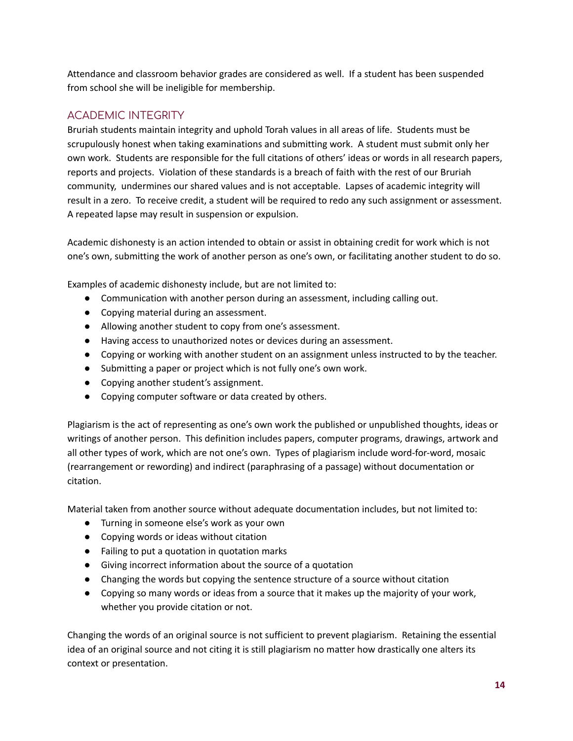Attendance and classroom behavior grades are considered as well. If a student has been suspended from school she will be ineligible for membership.

## ACADEMIC INTEGRITY

Bruriah students maintain integrity and uphold Torah values in all areas of life. Students must be scrupulously honest when taking examinations and submitting work. A student must submit only her own work. Students are responsible for the full citations of others' ideas or words in all research papers, reports and projects. Violation of these standards is a breach of faith with the rest of our Bruriah community, undermines our shared values and is not acceptable. Lapses of academic integrity will result in a zero. To receive credit, a student will be required to redo any such assignment or assessment. A repeated lapse may result in suspension or expulsion.

Academic dishonesty is an action intended to obtain or assist in obtaining credit for work which is not one's own, submitting the work of another person as one's own, or facilitating another student to do so.

Examples of academic dishonesty include, but are not limited to:

- Communication with another person during an assessment, including calling out.
- Copying material during an assessment.
- Allowing another student to copy from one's assessment.
- Having access to unauthorized notes or devices during an assessment.
- Copying or working with another student on an assignment unless instructed to by the teacher.
- Submitting a paper or project which is not fully one's own work.
- Copying another student's assignment.
- Copying computer software or data created by others.

Plagiarism is the act of representing as one's own work the published or unpublished thoughts, ideas or writings of another person. This definition includes papers, computer programs, drawings, artwork and all other types of work, which are not one's own. Types of plagiarism include word-for-word, mosaic (rearrangement or rewording) and indirect (paraphrasing of a passage) without documentation or citation.

Material taken from another source without adequate documentation includes, but not limited to:

- Turning in someone else's work as your own
- Copying words or ideas without citation
- Failing to put a quotation in quotation marks
- Giving incorrect information about the source of a quotation
- Changing the words but copying the sentence structure of a source without citation
- Copying so many words or ideas from a source that it makes up the majority of your work, whether you provide citation or not.

Changing the words of an original source is not sufficient to prevent plagiarism. Retaining the essential idea of an original source and not citing it is still plagiarism no matter how drastically one alters its context or presentation.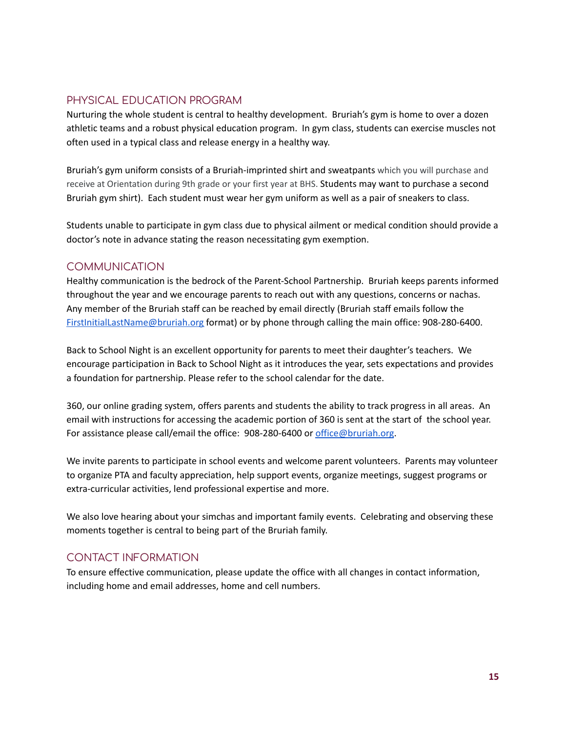## PHYSICAL EDUCATION PROGRAM

Nurturing the whole student is central to healthy development. Bruriah's gym is home to over a dozen athletic teams and a robust physical education program. In gym class, students can exercise muscles not often used in a typical class and release energy in a healthy way.

Bruriah's gym uniform consists of a Bruriah-imprinted shirt and sweatpants which you will purchase and receive at Orientation during 9th grade or your first year at BHS. Students may want to purchase a second Bruriah gym shirt). Each student must wear her gym uniform as well as a pair of sneakers to class.

Students unable to participate in gym class due to physical ailment or medical condition should provide a doctor's note in advance stating the reason necessitating gym exemption.

## COMMUNICATION

Healthy communication is the bedrock of the Parent-School Partnership. Bruriah keeps parents informed throughout the year and we encourage parents to reach out with any questions, concerns or nachas. Any member of the Bruriah staff can be reached by email directly (Bruriah staff emails follow the FirstInitialLastName@bruriah.org format) or by phone through calling the main office: 908-280-6400.

Back to School Night is an excellent opportunity for parents to meet their daughter's teachers. We encourage participation in Back to School Night as it introduces the year, sets expectations and provides a foundation for partnership. Please refer to the school calendar for the date.

360, our online grading system, offers parents and students the ability to track progress in all areas. An email with instructions for accessing the academic portion of 360 is sent at the start of the school year. For assistance please call/email the office: 908-280-6400 or office@bruriah.org.

We invite parents to participate in school events and welcome parent volunteers. Parents may volunteer to organize PTA and faculty appreciation, help support events, organize meetings, suggest programs or extra-curricular activities, lend professional expertise and more.

We also love hearing about your simchas and important family events. Celebrating and observing these moments together is central to being part of the Bruriah family.

## CONTACT INFORMATION

To ensure effective communication, please update the office with all changes in contact information, including home and email addresses, home and cell numbers.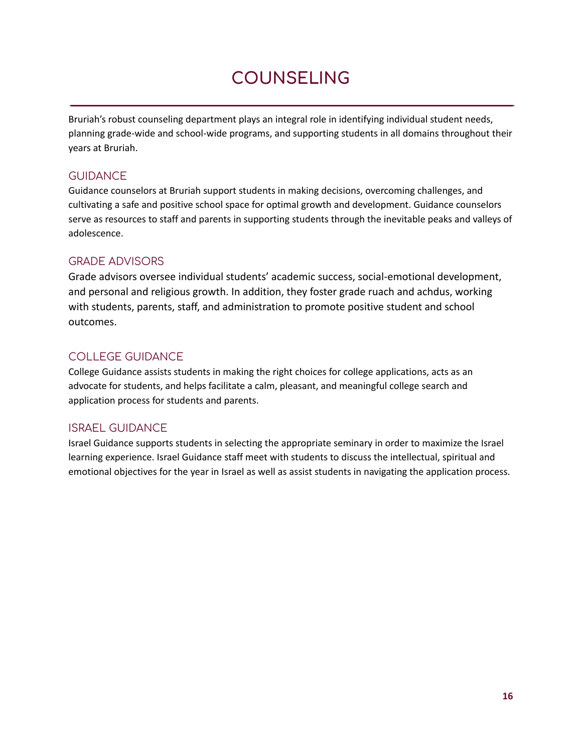# COUNSELING

Bruriah's robust counseling department plays an integral role in identifying individual student needs, planning grade-wide and school-wide programs, and supporting students in all domains throughout their years at Bruriah.

## GUIDANCE

Guidance counselors at Bruriah support students in making decisions, overcoming challenges, and cultivating a safe and positive school space for optimal growth and development. Guidance counselors serve as resources to staff and parents in supporting students through the inevitable peaks and valleys of adolescence.

## GRADE ADVISORS

Grade advisors oversee individual students' academic success, social-emotional development, and personal and religious growth. In addition, they foster grade ruach and achdus, working with students, parents, staff, and administration to promote positive student and school outcomes.

## COLLEGE GUIDANCE

College Guidance assists students in making the right choices for college applications, acts as an advocate for students, and helps facilitate a calm, pleasant, and meaningful college search and application process for students and parents.

## ISRAEL GUIDANCE

Israel Guidance supports students in selecting the appropriate seminary in order to maximize the Israel learning experience. Israel Guidance staff meet with students to discuss the intellectual, spiritual and emotional objectives for the year in Israel as well as assist students in navigating the application process.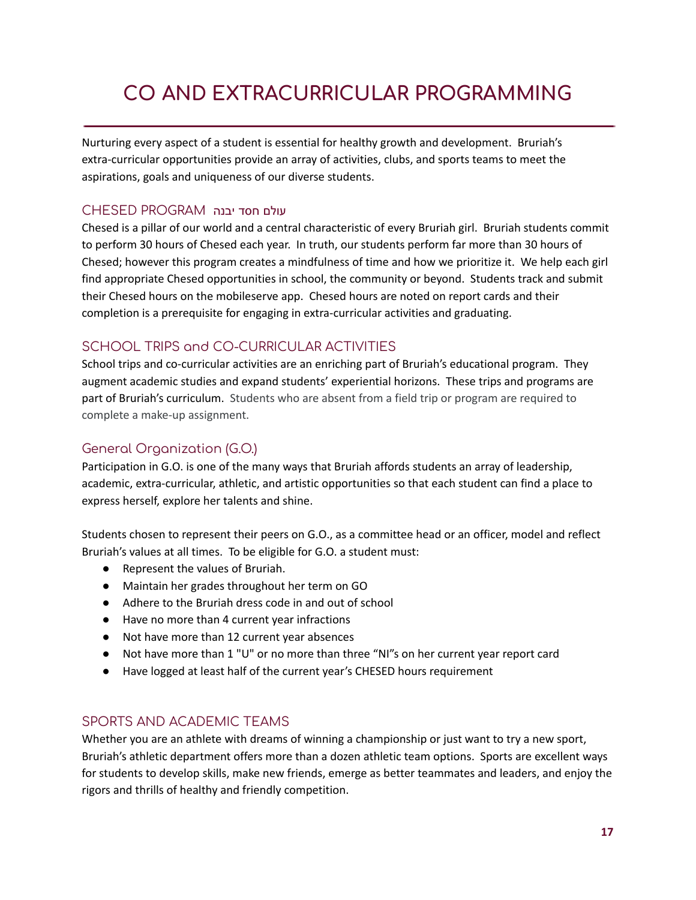# CO AND EXTRACURRICULAR PROGRAMMING

Nurturing every aspect of a student is essential for healthy growth and development. Bruriah's extra-curricular opportunities provide an array of activities, clubs, and sports teams to meet the aspirations, goals and uniqueness of our diverse students.

## CHESED PROGRAM עולם חסד יבנה

Chesed is a pillar of our world and a central characteristic of every Bruriah girl. Bruriah students commit to perform 30 hours of Chesed each year. In truth, our students perform far more than 30 hours of Chesed; however this program creates a mindfulness of time and how we prioritize it. We help each girl find appropriate Chesed opportunities in school, the community or beyond. Students track and submit their Chesed hours on the mobileserve app. Chesed hours are noted on report cards and their completion is a prerequisite for engaging in extra-curricular activities and graduating.

## SCHOOL TRIPS and CO-CURRICULAR ACTIVITIES

School trips and co-curricular activities are an enriching part of Bruriah's educational program. They augment academic studies and expand students' experiential horizons. These trips and programs are part of Bruriah's curriculum. Students who are absent from a field trip or program are required to complete a make-up assignment.

## General Organization (G.O.)

Participation in G.O. is one of the many ways that Bruriah affords students an array of leadership, academic, extra-curricular, athletic, and artistic opportunities so that each student can find a place to express herself, explore her talents and shine.

Students chosen to represent their peers on G.O., as a committee head or an officer, model and reflect Bruriah's values at all times. To be eligible for G.O. a student must:

- Represent the values of Bruriah.
- Maintain her grades throughout her term on GO
- Adhere to the Bruriah dress code in and out of school
- Have no more than 4 current year infractions
- Not have more than 12 current year absences
- Not have more than 1 "U" or no more than three "NI"s on her current year report card
- Have logged at least half of the current year's CHESED hours requirement

## SPORTS AND ACADEMIC TEAMS

Whether you are an athlete with dreams of winning a championship or just want to try a new sport, Bruriah's athletic department offers more than a dozen athletic team options. Sports are excellent ways for students to develop skills, make new friends, emerge as better teammates and leaders, and enjoy the rigors and thrills of healthy and friendly competition.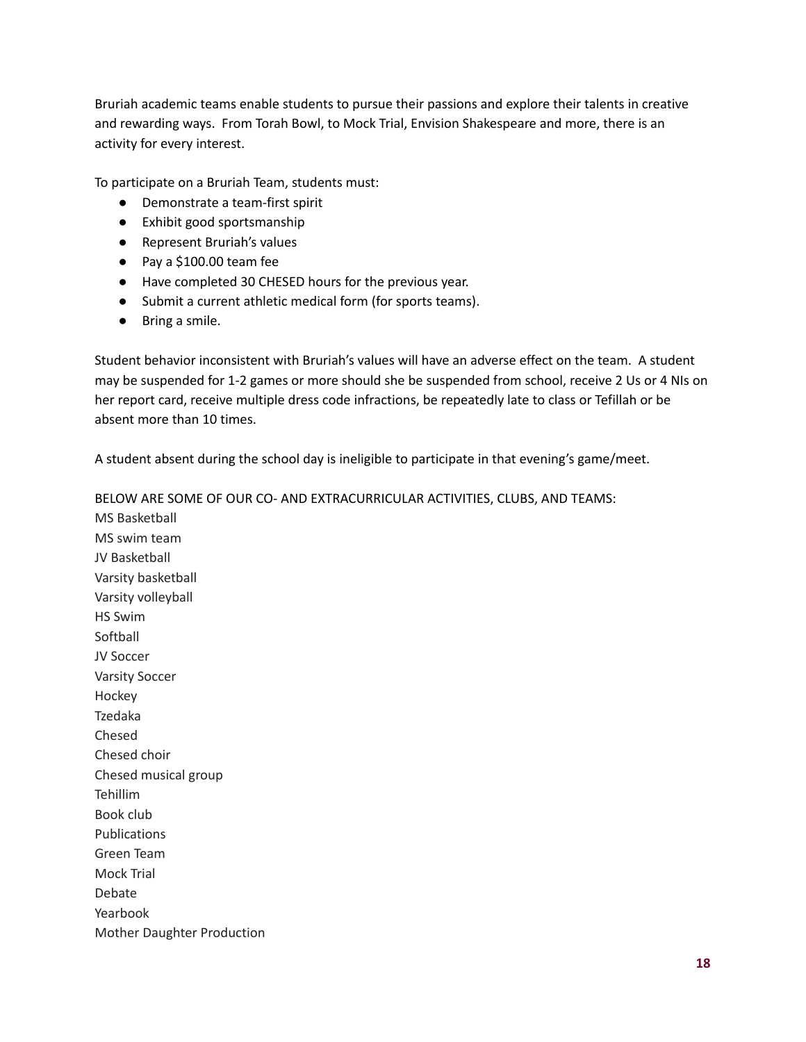Bruriah academic teams enable students to pursue their passions and explore their talents in creative and rewarding ways. From Torah Bowl, to Mock Trial, Envision Shakespeare and more, there is an activity for every interest.

To participate on a Bruriah Team, students must:

- Demonstrate a team-first spirit
- Exhibit good sportsmanship
- Represent Bruriah's values
- Pay a $100.00 team fee
- Have completed 30 CHESED hours for the previous year.
- Submit a current athletic medical form (for sports teams).
- Bring a smile.

Student behavior inconsistent with Bruriah's values will have an adverse effect on the team. A student may be suspended for 1-2 games or more should she be suspended from school, receive 2 Us or 4 NIs on her report card, receive multiple dress code infractions, be repeatedly late to class or Tefillah or be absent more than 10 times.

A student absent during the school day is ineligible to participate in that evening's game/meet.

BELOW ARE SOME OF OUR CO- AND EXTRACURRICULAR ACTIVITIES, CLUBS, AND TEAMS:

MS Basketball
MS swim team
JV Basketball
Varsity basketball
Varsity volleyball
HS Swim
Softball
JV Soccer
Varsity Soccer
Hockey
Tzedaka
Chesed
Chesed choir
Chesed musical group
Tehillim
Book club
Publications
Green Team
Mock Trial
Debate
Yearbook
Mother Daughter Production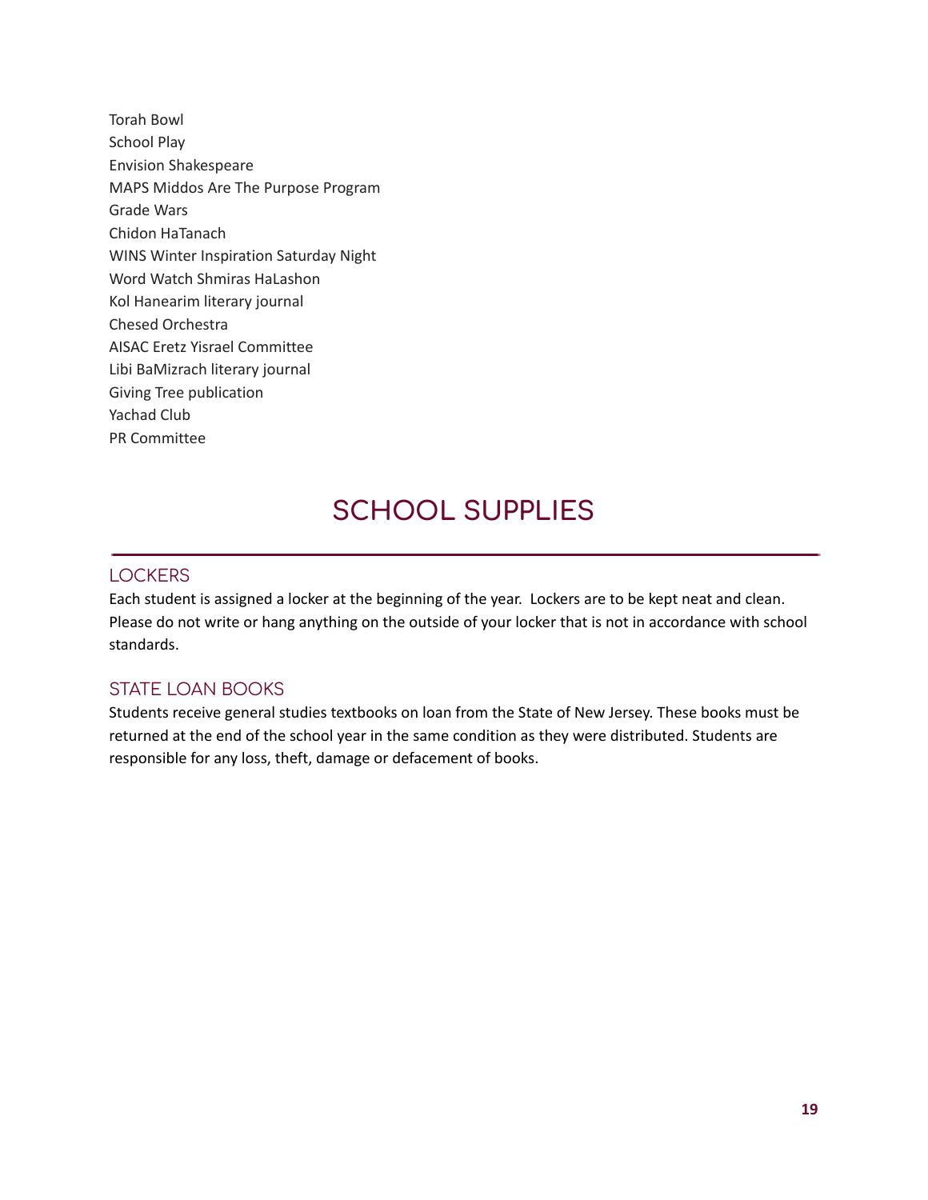Torah Bowl
School Play
Envision Shakespeare
MAPS Middos Are The Purpose Program
Grade Wars
Chidon HaTanach
WINS Winter Inspiration Saturday Night
Word Watch Shmiras HaLashon
Kol Hanearim literary journal
Chesed Orchestra
AISAC Eretz Yisrael Committee
Libi BaMizrach literary journal
Giving Tree publication
Yachad Club
PR Committee

# SCHOOL SUPPLIES

## LOCKERS

Each student is assigned a locker at the beginning of the year. Lockers are to be kept neat and clean. Please do not write or hang anything on the outside of your locker that is not in accordance with school standards.

## STATE LOAN BOOKS

Students receive general studies textbooks on loan from the State of New Jersey. These books must be returned at the end of the school year in the same condition as they were distributed. Students are responsible for any loss, theft, damage or defacement of books.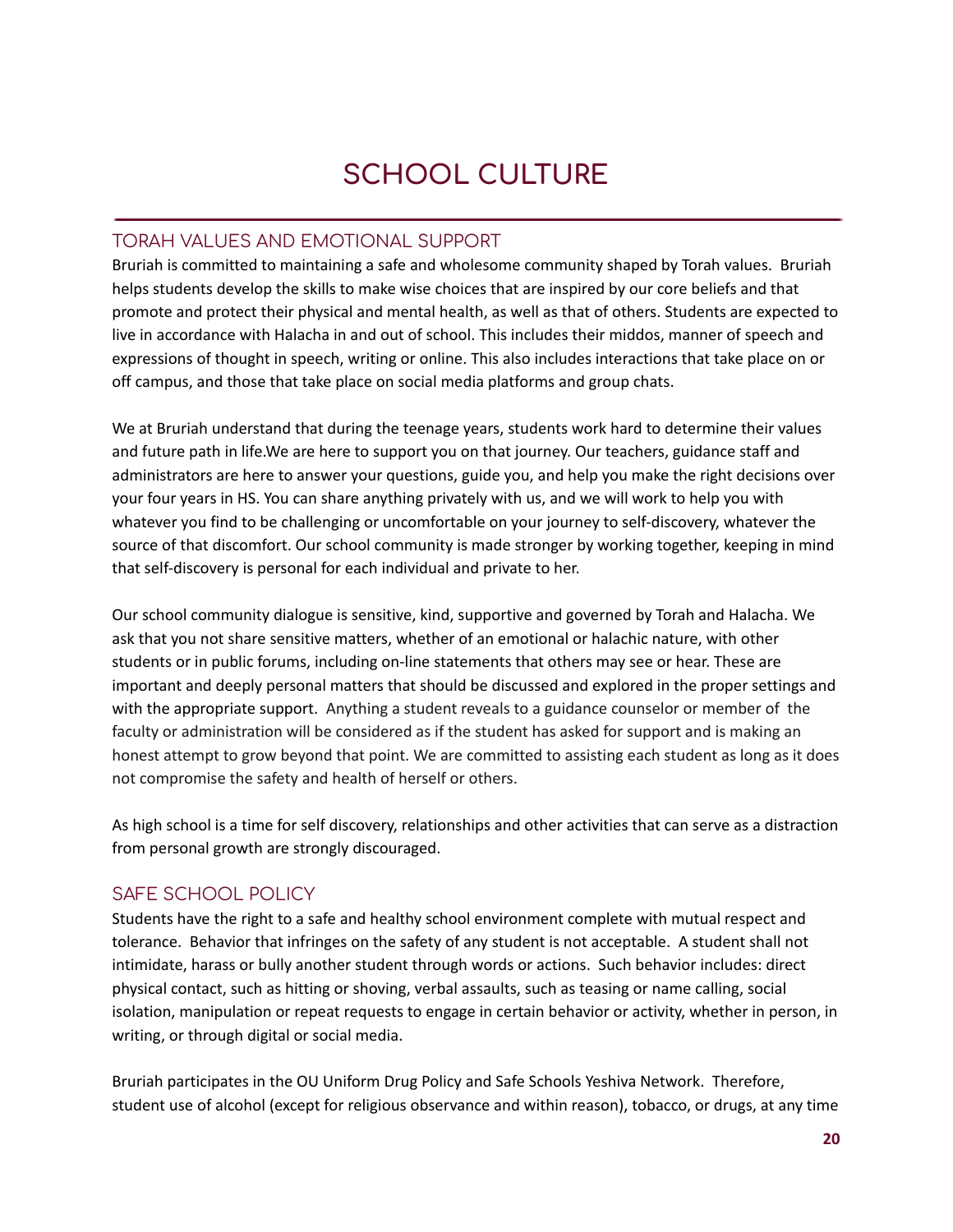# SCHOOL CULTURE

## TORAH VALUES AND EMOTIONAL SUPPORT

Bruriah is committed to maintaining a safe and wholesome community shaped by Torah values. Bruriah helps students develop the skills to make wise choices that are inspired by our core beliefs and that promote and protect their physical and mental health, as well as that of others. Students are expected to live in accordance with Halacha in and out of school. This includes their middos, manner of speech and expressions of thought in speech, writing or online. This also includes interactions that take place on or off campus, and those that take place on social media platforms and group chats.

We at Bruriah understand that during the teenage years, students work hard to determine their values and future path in life.We are here to support you on that journey. Our teachers, guidance staff and administrators are here to answer your questions, guide you, and help you make the right decisions over your four years in HS. You can share anything privately with us, and we will work to help you with whatever you find to be challenging or uncomfortable on your journey to self-discovery, whatever the source of that discomfort. Our school community is made stronger by working together, keeping in mind that self-discovery is personal for each individual and private to her.

Our school community dialogue is sensitive, kind, supportive and governed by Torah and Halacha. We ask that you not share sensitive matters, whether of an emotional or halachic nature, with other students or in public forums, including on-line statements that others may see or hear. These are important and deeply personal matters that should be discussed and explored in the proper settings and with the appropriate support. Anything a student reveals to a guidance counselor or member of the faculty or administration will be considered as if the student has asked for support and is making an honest attempt to grow beyond that point. We are committed to assisting each student as long as it does not compromise the safety and health of herself or others.

As high school is a time for self discovery, relationships and other activities that can serve as a distraction from personal growth are strongly discouraged.

## SAFE SCHOOL POLICY

Students have the right to a safe and healthy school environment complete with mutual respect and tolerance. Behavior that infringes on the safety of any student is not acceptable. A student shall not intimidate, harass or bully another student through words or actions. Such behavior includes: direct physical contact, such as hitting or shoving, verbal assaults, such as teasing or name calling, social isolation, manipulation or repeat requests to engage in certain behavior or activity, whether in person, in writing, or through digital or social media.

Bruriah participates in the OU Uniform Drug Policy and Safe Schools Yeshiva Network. Therefore, student use of alcohol (except for religious observance and within reason), tobacco, or drugs, at any time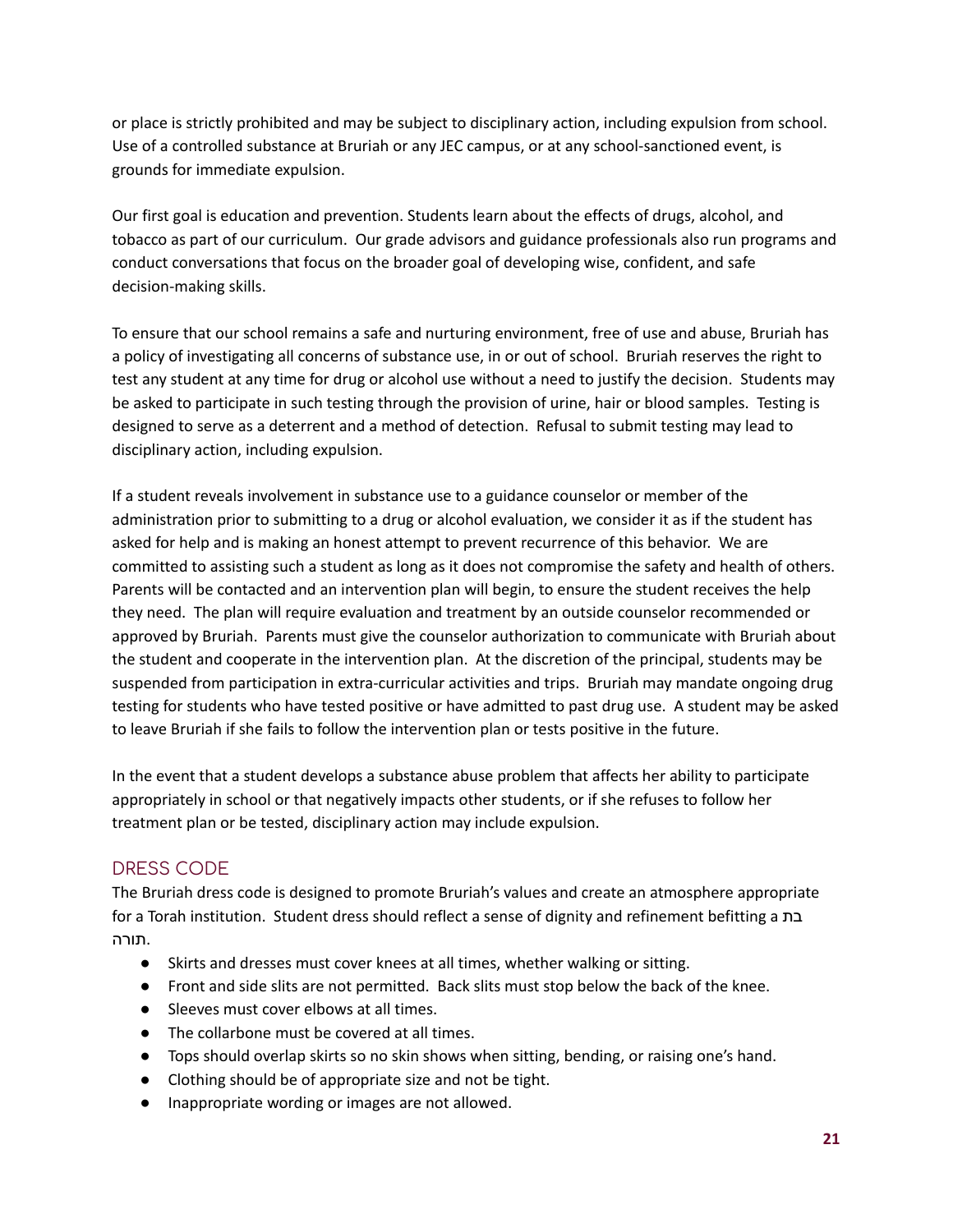or place is strictly prohibited and may be subject to disciplinary action, including expulsion from school. Use of a controlled substance at Bruriah or any JEC campus, or at any school-sanctioned event, is grounds for immediate expulsion.

Our first goal is education and prevention. Students learn about the effects of drugs, alcohol, and tobacco as part of our curriculum. Our grade advisors and guidance professionals also run programs and conduct conversations that focus on the broader goal of developing wise, confident, and safe decision-making skills.

To ensure that our school remains a safe and nurturing environment, free of use and abuse, Bruriah has a policy of investigating all concerns of substance use, in or out of school. Bruriah reserves the right to test any student at any time for drug or alcohol use without a need to justify the decision. Students may be asked to participate in such testing through the provision of urine, hair or blood samples. Testing is designed to serve as a deterrent and a method of detection. Refusal to submit testing may lead to disciplinary action, including expulsion.

If a student reveals involvement in substance use to a guidance counselor or member of the administration prior to submitting to a drug or alcohol evaluation, we consider it as if the student has asked for help and is making an honest attempt to prevent recurrence of this behavior. We are committed to assisting such a student as long as it does not compromise the safety and health of others. Parents will be contacted and an intervention plan will begin, to ensure the student receives the help they need. The plan will require evaluation and treatment by an outside counselor recommended or approved by Bruriah. Parents must give the counselor authorization to communicate with Bruriah about the student and cooperate in the intervention plan. At the discretion of the principal, students may be suspended from participation in extra-curricular activities and trips. Bruriah may mandate ongoing drug testing for students who have tested positive or have admitted to past drug use. A student may be asked to leave Bruriah if she fails to follow the intervention plan or tests positive in the future.

In the event that a student develops a substance abuse problem that affects her ability to participate appropriately in school or that negatively impacts other students, or if she refuses to follow her treatment plan or be tested, disciplinary action may include expulsion.

## DRESS CODE

The Bruriah dress code is designed to promote Bruriah's values and create an atmosphere appropriate for a Torah institution. Student dress should reflect a sense of dignity and refinement befitting a בת תורה.

- Skirts and dresses must cover knees at all times, whether walking or sitting.
- Front and side slits are not permitted. Back slits must stop below the back of the knee.
- Sleeves must cover elbows at all times.
- The collarbone must be covered at all times.
- Tops should overlap skirts so no skin shows when sitting, bending, or raising one's hand.
- Clothing should be of appropriate size and not be tight.
- Inappropriate wording or images are not allowed.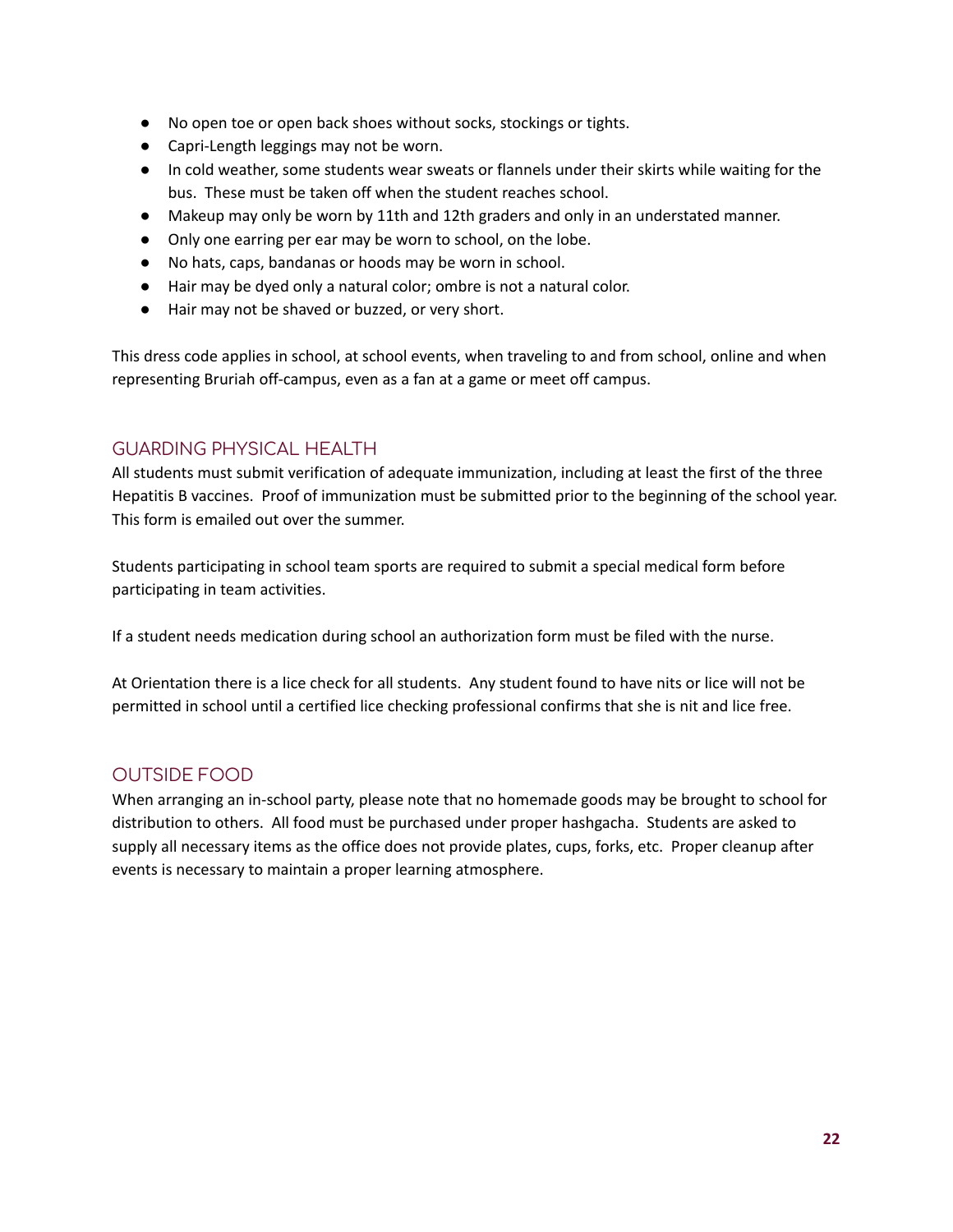- No open toe or open back shoes without socks, stockings or tights.
- Capri-Length leggings may not be worn.
- In cold weather, some students wear sweats or flannels under their skirts while waiting for the bus. These must be taken off when the student reaches school.
- Makeup may only be worn by 11th and 12th graders and only in an understated manner.
- Only one earring per ear may be worn to school, on the lobe.
- No hats, caps, bandanas or hoods may be worn in school.
- Hair may be dyed only a natural color; ombre is not a natural color.
- Hair may not be shaved or buzzed, or very short.

This dress code applies in school, at school events, when traveling to and from school, online and when representing Bruriah off-campus, even as a fan at a game or meet off campus.

## GUARDING PHYSICAL HEALTH

All students must submit verification of adequate immunization, including at least the first of the three Hepatitis B vaccines. Proof of immunization must be submitted prior to the beginning of the school year. This form is emailed out over the summer.

Students participating in school team sports are required to submit a special medical form before participating in team activities.

If a student needs medication during school an authorization form must be filed with the nurse.

At Orientation there is a lice check for all students. Any student found to have nits or lice will not be permitted in school until a certified lice checking professional confirms that she is nit and lice free.

## OUTSIDE FOOD

When arranging an in-school party, please note that no homemade goods may be brought to school for distribution to others. All food must be purchased under proper hashgacha. Students are asked to supply all necessary items as the office does not provide plates, cups, forks, etc. Proper cleanup after events is necessary to maintain a proper learning atmosphere.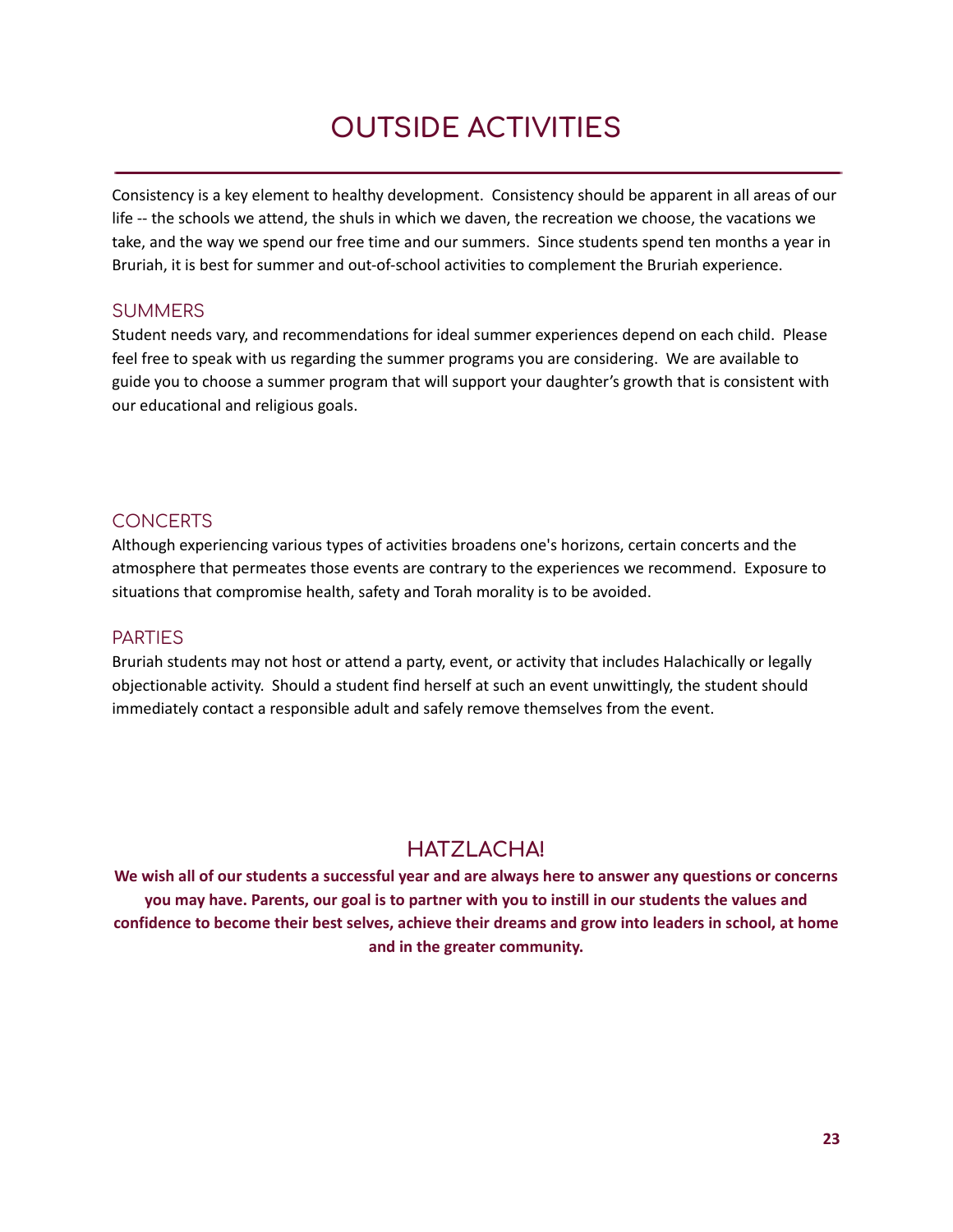# OUTSIDE ACTIVITIES

Consistency is a key element to healthy development. Consistency should be apparent in all areas of our life -- the schools we attend, the shuls in which we daven, the recreation we choose, the vacations we take, and the way we spend our free time and our summers. Since students spend ten months a year in Bruriah, it is best for summer and out-of-school activities to complement the Bruriah experience.

## SUMMERS

Student needs vary, and recommendations for ideal summer experiences depend on each child. Please feel free to speak with us regarding the summer programs you are considering. We are available to guide you to choose a summer program that will support your daughter's growth that is consistent with our educational and religious goals.

## CONCERTS

Although experiencing various types of activities broadens one's horizons, certain concerts and the atmosphere that permeates those events are contrary to the experiences we recommend. Exposure to situations that compromise health, safety and Torah morality is to be avoided.

## PARTIES

Bruriah students may not host or attend a party, event, or activity that includes Halachically or legally objectionable activity. Should a student find herself at such an event unwittingly, the student should immediately contact a responsible adult and safely remove themselves from the event.

## HATZLACHA!

**We wish all of our students a successful year and are always here to answer any questions or concerns you may have. Parents, our goal is to partner with you to instill in our students the values and confidence to become their best selves, achieve their dreams and grow into leaders in school, at home and in the greater community.**